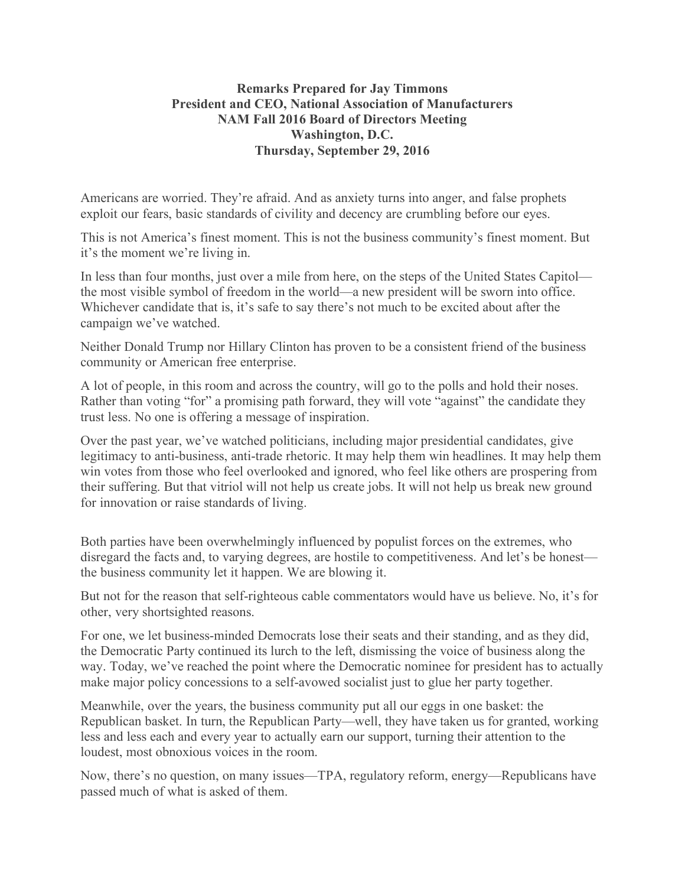**Remarks Prepared for Jay Timmons**
**President and CEO, National Association of Manufacturers**
**NAM Fall 2016 Board of Directors Meeting**
**Washington, D.C.**
**Thursday, September 29, 2016**

Americans are worried. They're afraid. And as anxiety turns into anger, and false prophets exploit our fears, basic standards of civility and decency are crumbling before our eyes.

This is not America's finest moment. This is not the business community's finest moment. But it's the moment we're living in.

In less than four months, just over a mile from here, on the steps of the United States Capitol—the most visible symbol of freedom in the world—a new president will be sworn into office. Whichever candidate that is, it's safe to say there's not much to be excited about after the campaign we've watched.

Neither Donald Trump nor Hillary Clinton has proven to be a consistent friend of the business community or American free enterprise.

A lot of people, in this room and across the country, will go to the polls and hold their noses. Rather than voting "for" a promising path forward, they will vote "against" the candidate they trust less. No one is offering a message of inspiration.

Over the past year, we've watched politicians, including major presidential candidates, give legitimacy to anti-business, anti-trade rhetoric. It may help them win headlines. It may help them win votes from those who feel overlooked and ignored, who feel like others are prospering from their suffering. But that vitriol will not help us create jobs. It will not help us break new ground for innovation or raise standards of living.

Both parties have been overwhelmingly influenced by populist forces on the extremes, who disregard the facts and, to varying degrees, are hostile to competitiveness. And let's be honest—the business community let it happen. We are blowing it.

But not for the reason that self-righteous cable commentators would have us believe. No, it's for other, very shortsighted reasons.

For one, we let business-minded Democrats lose their seats and their standing, and as they did, the Democratic Party continued its lurch to the left, dismissing the voice of business along the way. Today, we've reached the point where the Democratic nominee for president has to actually make major policy concessions to a self-avowed socialist just to glue her party together.

Meanwhile, over the years, the business community put all our eggs in one basket: the Republican basket. In turn, the Republican Party—well, they have taken us for granted, working less and less each and every year to actually earn our support, turning their attention to the loudest, most obnoxious voices in the room.

Now, there's no question, on many issues—TPA, regulatory reform, energy—Republicans have passed much of what is asked of them.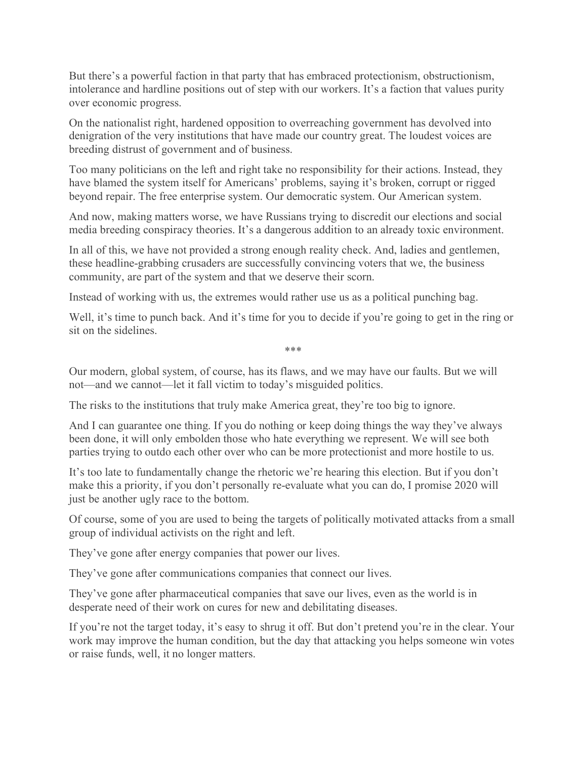But there's a powerful faction in that party that has embraced protectionism, obstructionism, intolerance and hardline positions out of step with our workers. It's a faction that values purity over economic progress.

On the nationalist right, hardened opposition to overreaching government has devolved into denigration of the very institutions that have made our country great. The loudest voices are breeding distrust of government and of business.

Too many politicians on the left and right take no responsibility for their actions. Instead, they have blamed the system itself for Americans' problems, saying it's broken, corrupt or rigged beyond repair. The free enterprise system. Our democratic system. Our American system.

And now, making matters worse, we have Russians trying to discredit our elections and social media breeding conspiracy theories. It's a dangerous addition to an already toxic environment.

In all of this, we have not provided a strong enough reality check. And, ladies and gentlemen, these headline-grabbing crusaders are successfully convincing voters that we, the business community, are part of the system and that we deserve their scorn.

Instead of working with us, the extremes would rather use us as a political punching bag.

Well, it's time to punch back. And it's time for you to decide if you're going to get in the ring or sit on the sidelines.

***

Our modern, global system, of course, has its flaws, and we may have our faults. But we will not—and we cannot—let it fall victim to today's misguided politics.

The risks to the institutions that truly make America great, they're too big to ignore.

And I can guarantee one thing. If you do nothing or keep doing things the way they've always been done, it will only embolden those who hate everything we represent. We will see both parties trying to outdo each other over who can be more protectionist and more hostile to us.

It's too late to fundamentally change the rhetoric we're hearing this election. But if you don't make this a priority, if you don't personally re-evaluate what you can do, I promise 2020 will just be another ugly race to the bottom.

Of course, some of you are used to being the targets of politically motivated attacks from a small group of individual activists on the right and left.

They've gone after energy companies that power our lives.

They've gone after communications companies that connect our lives.

They've gone after pharmaceutical companies that save our lives, even as the world is in desperate need of their work on cures for new and debilitating diseases.

If you're not the target today, it's easy to shrug it off. But don't pretend you're in the clear. Your work may improve the human condition, but the day that attacking you helps someone win votes or raise funds, well, it no longer matters.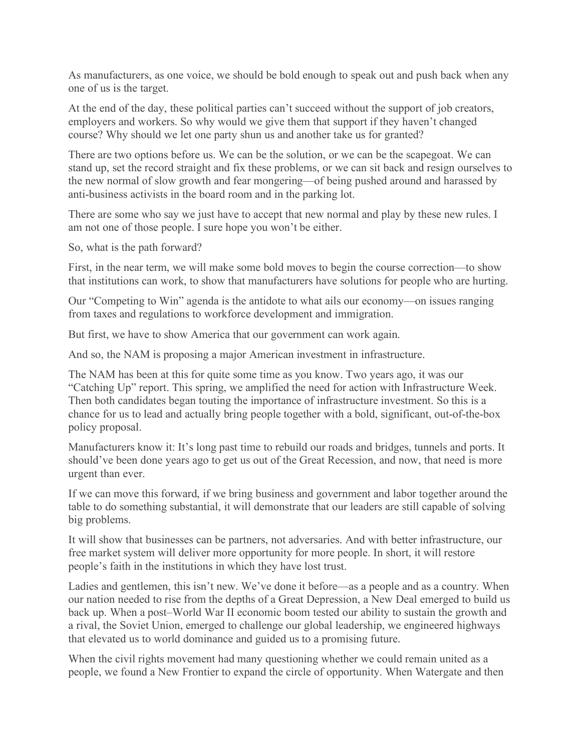As manufacturers, as one voice, we should be bold enough to speak out and push back when any one of us is the target.

At the end of the day, these political parties can't succeed without the support of job creators, employers and workers. So why would we give them that support if they haven't changed course? Why should we let one party shun us and another take us for granted?

There are two options before us. We can be the solution, or we can be the scapegoat. We can stand up, set the record straight and fix these problems, or we can sit back and resign ourselves to the new normal of slow growth and fear mongering—of being pushed around and harassed by anti-business activists in the board room and in the parking lot.

There are some who say we just have to accept that new normal and play by these new rules. I am not one of those people. I sure hope you won't be either.

So, what is the path forward?

First, in the near term, we will make some bold moves to begin the course correction—to show that institutions can work, to show that manufacturers have solutions for people who are hurting.

Our "Competing to Win" agenda is the antidote to what ails our economy—on issues ranging from taxes and regulations to workforce development and immigration.

But first, we have to show America that our government can work again.

And so, the NAM is proposing a major American investment in infrastructure.

The NAM has been at this for quite some time as you know. Two years ago, it was our "Catching Up" report. This spring, we amplified the need for action with Infrastructure Week. Then both candidates began touting the importance of infrastructure investment. So this is a chance for us to lead and actually bring people together with a bold, significant, out-of-the-box policy proposal.

Manufacturers know it: It's long past time to rebuild our roads and bridges, tunnels and ports. It should've been done years ago to get us out of the Great Recession, and now, that need is more urgent than ever.

If we can move this forward, if we bring business and government and labor together around the table to do something substantial, it will demonstrate that our leaders are still capable of solving big problems.

It will show that businesses can be partners, not adversaries. And with better infrastructure, our free market system will deliver more opportunity for more people. In short, it will restore people's faith in the institutions in which they have lost trust.

Ladies and gentlemen, this isn't new. We've done it before—as a people and as a country. When our nation needed to rise from the depths of a Great Depression, a New Deal emerged to build us back up. When a post–World War II economic boom tested our ability to sustain the growth and a rival, the Soviet Union, emerged to challenge our global leadership, we engineered highways that elevated us to world dominance and guided us to a promising future.

When the civil rights movement had many questioning whether we could remain united as a people, we found a New Frontier to expand the circle of opportunity. When Watergate and then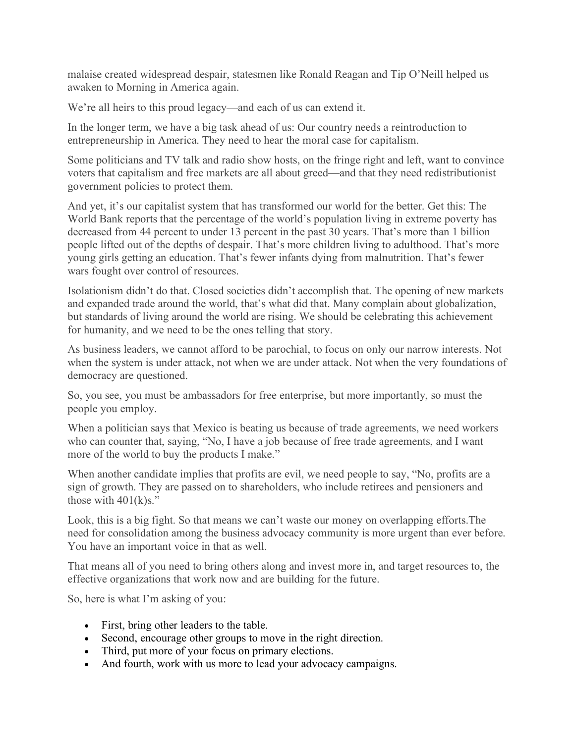malaise created widespread despair, statesmen like Ronald Reagan and Tip O'Neill helped us awaken to Morning in America again.

We're all heirs to this proud legacy—and each of us can extend it.

In the longer term, we have a big task ahead of us: Our country needs a reintroduction to entrepreneurship in America. They need to hear the moral case for capitalism.

Some politicians and TV talk and radio show hosts, on the fringe right and left, want to convince voters that capitalism and free markets are all about greed—and that they need redistributionist government policies to protect them.

And yet, it's our capitalist system that has transformed our world for the better. Get this: The World Bank reports that the percentage of the world's population living in extreme poverty has decreased from 44 percent to under 13 percent in the past 30 years. That's more than 1 billion people lifted out of the depths of despair. That's more children living to adulthood. That's more young girls getting an education. That's fewer infants dying from malnutrition. That's fewer wars fought over control of resources.

Isolationism didn't do that. Closed societies didn't accomplish that. The opening of new markets and expanded trade around the world, that's what did that. Many complain about globalization, but standards of living around the world are rising. We should be celebrating this achievement for humanity, and we need to be the ones telling that story.

As business leaders, we cannot afford to be parochial, to focus on only our narrow interests. Not when the system is under attack, not when we are under attack. Not when the very foundations of democracy are questioned.

So, you see, you must be ambassadors for free enterprise, but more importantly, so must the people you employ.

When a politician says that Mexico is beating us because of trade agreements, we need workers who can counter that, saying, "No, I have a job because of free trade agreements, and I want more of the world to buy the products I make."

When another candidate implies that profits are evil, we need people to say, "No, profits are a sign of growth. They are passed on to shareholders, who include retirees and pensioners and those with 401(k)s."

Look, this is a big fight. So that means we can't waste our money on overlapping efforts.The need for consolidation among the business advocacy community is more urgent than ever before. You have an important voice in that as well.

That means all of you need to bring others along and invest more in, and target resources to, the effective organizations that work now and are building for the future.

So, here is what I'm asking of you:

- First, bring other leaders to the table.
- Second, encourage other groups to move in the right direction.
- Third, put more of your focus on primary elections.
- And fourth, work with us more to lead your advocacy campaigns.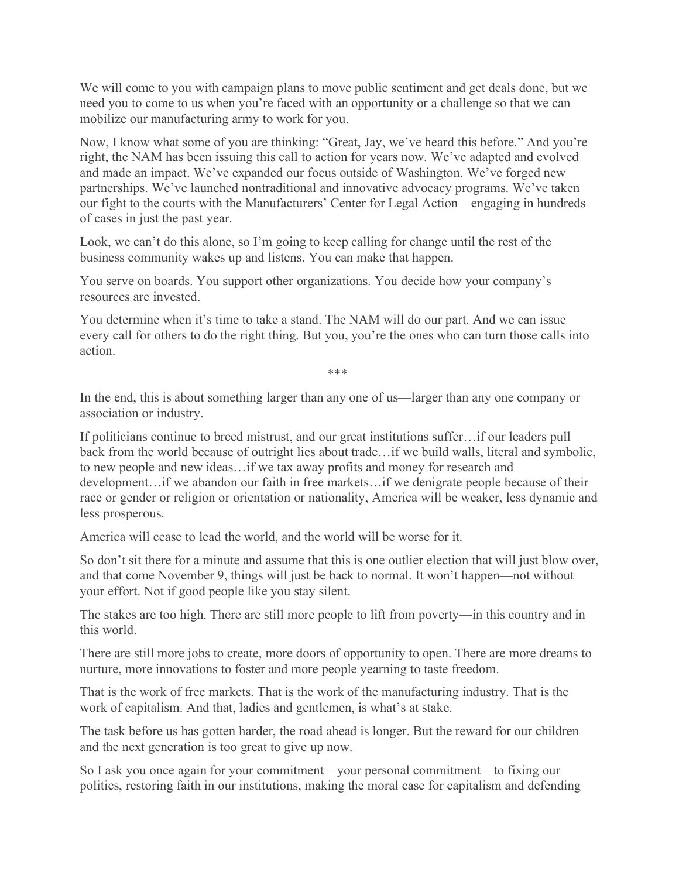We will come to you with campaign plans to move public sentiment and get deals done, but we need you to come to us when you're faced with an opportunity or a challenge so that we can mobilize our manufacturing army to work for you.

Now, I know what some of you are thinking: "Great, Jay, we've heard this before." And you're right, the NAM has been issuing this call to action for years now. We've adapted and evolved and made an impact. We've expanded our focus outside of Washington. We've forged new partnerships. We've launched nontraditional and innovative advocacy programs. We've taken our fight to the courts with the Manufacturers' Center for Legal Action—engaging in hundreds of cases in just the past year.

Look, we can't do this alone, so I'm going to keep calling for change until the rest of the business community wakes up and listens. You can make that happen.

You serve on boards. You support other organizations. You decide how your company's resources are invested.

You determine when it's time to take a stand. The NAM will do our part. And we can issue every call for others to do the right thing. But you, you're the ones who can turn those calls into action.

***

In the end, this is about something larger than any one of us—larger than any one company or association or industry.

If politicians continue to breed mistrust, and our great institutions suffer…if our leaders pull back from the world because of outright lies about trade…if we build walls, literal and symbolic, to new people and new ideas…if we tax away profits and money for research and development…if we abandon our faith in free markets…if we denigrate people because of their race or gender or religion or orientation or nationality, America will be weaker, less dynamic and less prosperous.

America will cease to lead the world, and the world will be worse for it.

So don't sit there for a minute and assume that this is one outlier election that will just blow over, and that come November 9, things will just be back to normal. It won't happen—not without your effort. Not if good people like you stay silent.

The stakes are too high. There are still more people to lift from poverty—in this country and in this world.

There are still more jobs to create, more doors of opportunity to open. There are more dreams to nurture, more innovations to foster and more people yearning to taste freedom.

That is the work of free markets. That is the work of the manufacturing industry. That is the work of capitalism. And that, ladies and gentlemen, is what's at stake.

The task before us has gotten harder, the road ahead is longer. But the reward for our children and the next generation is too great to give up now.

So I ask you once again for your commitment—your personal commitment—to fixing our politics, restoring faith in our institutions, making the moral case for capitalism and defending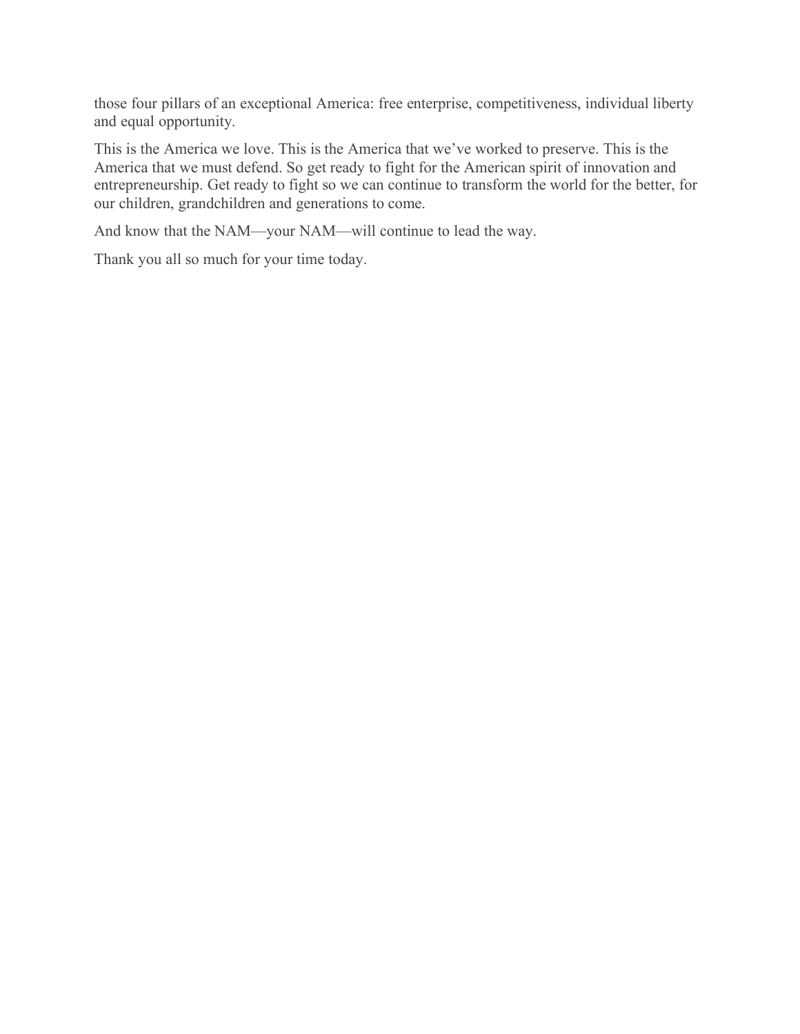those four pillars of an exceptional America: free enterprise, competitiveness, individual liberty and equal opportunity.

This is the America we love. This is the America that we've worked to preserve. This is the America that we must defend. So get ready to fight for the American spirit of innovation and entrepreneurship. Get ready to fight so we can continue to transform the world for the better, for our children, grandchildren and generations to come.

And know that the NAM—your NAM—will continue to lead the way.

Thank you all so much for your time today.